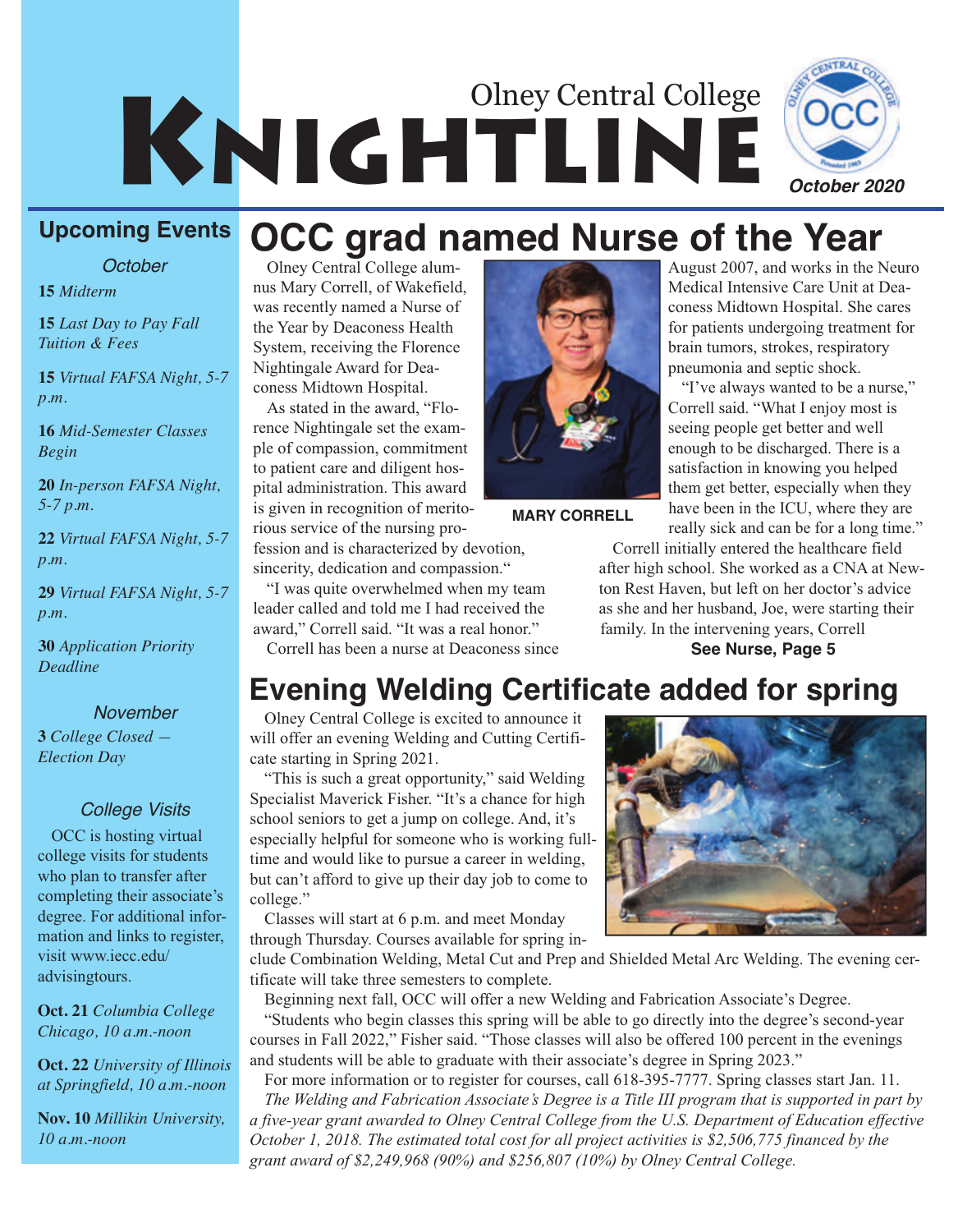# Olney Central College KNIGHTLINE

*October 2020*

## Upcoming Events

*October*

**15** *Midterm*

**15** *Last Day to Pay Fall Tuition & Fees*

**15** *Virtual FAFSA Night, 5-7 p.m.*

**16** *Mid-Semester Classes Begin*

**20** *In-person FAFSA Night, 5-7 p.m.*

**22** *Virtual FAFSA Night, 5-7 p.m.*

**29** *Virtual FAFSA Night, 5-7 p.m.*

**30** *Application Priority Deadline*

*November*

**3** *College Closed — Election Day*

*College Visits*

OCC is hosting virtual college visits for students who plan to transfer after completing their associate's degree. For additional information and links to register, visit www.iecc.edu/advisingtours.

**Oct. 21** *Columbia College Chicago, 10 a.m.-noon*

**Oct. 22** *University of Illinois at Springfield, 10 a.m.-noon*

**Nov. 10** *Millikin University, 10 a.m.-noon*

# OCC grad named Nurse of the Year

Olney Central College alumnus Mary Correll, of Wakefield, was recently named a Nurse of the Year by Deaconess Health System, receiving the Florence Nightingale Award for Deaconess Midtown Hospital.

As stated in the award, "Florence Nightingale set the example of compassion, commitment to patient care and diligent hospital administration. This award is given in recognition of meritorious service of the nursing profession and is characterized by devotion, sincerity, dedication and compassion."

"I was quite overwhelmed when my team leader called and told me I had received the award," Correll said. "It was a real honor."

Correll has been a nurse at Deaconess since August 2007, and works in the Neuro Medical Intensive Care Unit at Deaconess Midtown Hospital. She cares for patients undergoing treatment for brain tumors, strokes, respiratory pneumonia and septic shock.

**MARY CORRELL**

"I've always wanted to be a nurse," Correll said. "What I enjoy most is seeing people get better and well enough to be discharged. There is a satisfaction in knowing you helped them get better, especially when they have been in the ICU, where they are really sick and can be for a long time."

Correll initially entered the healthcare field after high school. She worked as a CNA at Newton Rest Haven, but left on her doctor's advice as she and her husband, Joe, were starting their family. In the intervening years, Correll

**See Nurse, Page 5**

# Evening Welding Certificate added for spring

Olney Central College is excited to announce it will offer an evening Welding and Cutting Certificate starting in Spring 2021.

"This is such a great opportunity," said Welding Specialist Maverick Fisher. "It's a chance for high school seniors to get a jump on college. And, it's especially helpful for someone who is working full-time and would like to pursue a career in welding, but can't afford to give up their day job to come to college."

Classes will start at 6 p.m. and meet Monday through Thursday. Courses available for spring include Combination Welding, Metal Cut and Prep and Shielded Metal Arc Welding. The evening certificate will take three semesters to complete.

Beginning next fall, OCC will offer a new Welding and Fabrication Associate's Degree.

"Students who begin classes this spring will be able to go directly into the degree's second-year courses in Fall 2022," Fisher said. "Those classes will also be offered 100 percent in the evenings and students will be able to graduate with their associate's degree in Spring 2023."

For more information or to register for courses, call 618-395-7777. Spring classes start Jan. 11.

*The Welding and Fabrication Associate's Degree is a Title III program that is supported in part by a five-year grant awarded to Olney Central College from the U.S. Department of Education effective October 1, 2018. The estimated total cost for all project activities is $2,506,775 financed by the grant award of $2,249,968 (90%) and $256,807 (10%) by Olney Central College.*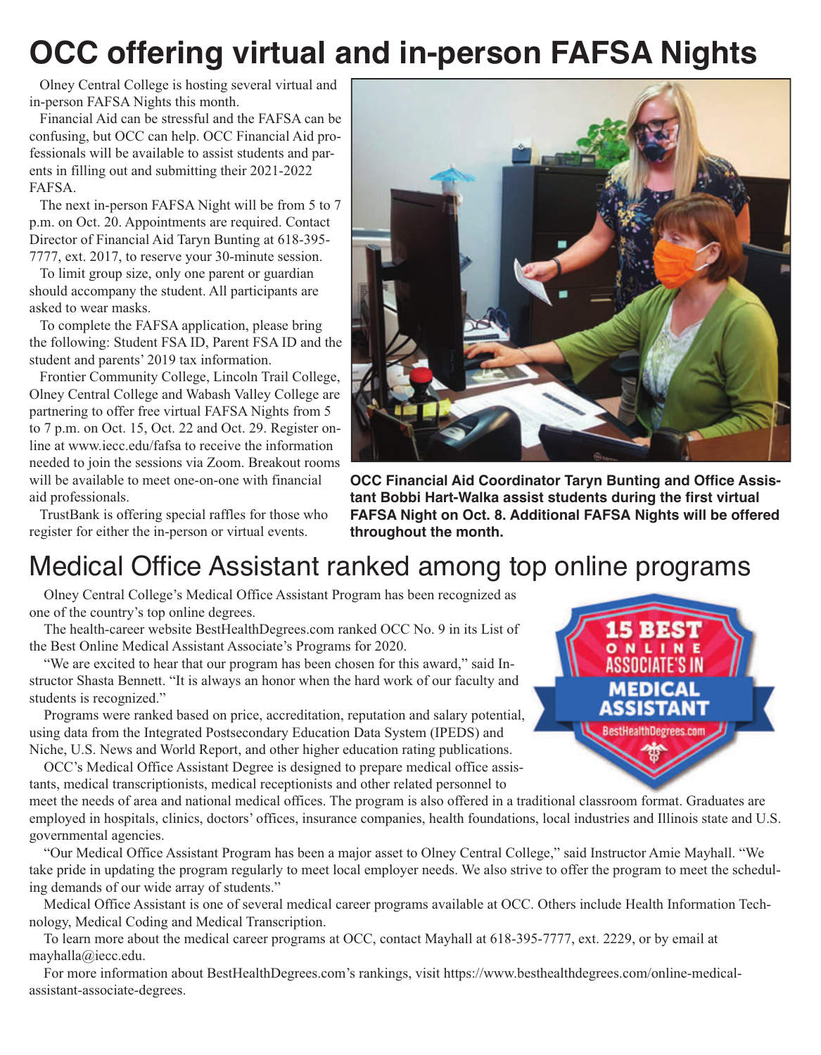# OCC offering virtual and in-person FAFSA Nights

Olney Central College is hosting several virtual and in-person FAFSA Nights this month.

Financial Aid can be stressful and the FAFSA can be confusing, but OCC can help. OCC Financial Aid professionals will be available to assist students and parents in filling out and submitting their 2021-2022 FAFSA.

The next in-person FAFSA Night will be from 5 to 7 p.m. on Oct. 20. Appointments are required. Contact Director of Financial Aid Taryn Bunting at 618-395-7777, ext. 2017, to reserve your 30-minute session.

To limit group size, only one parent or guardian should accompany the student. All participants are asked to wear masks.

To complete the FAFSA application, please bring the following: Student FSA ID, Parent FSA ID and the student and parents' 2019 tax information.

Frontier Community College, Lincoln Trail College, Olney Central College and Wabash Valley College are partnering to offer free virtual FAFSA Nights from 5 to 7 p.m. on Oct. 15, Oct. 22 and Oct. 29. Register online at www.iecc.edu/fafsa to receive the information needed to join the sessions via Zoom. Breakout rooms will be available to meet one-on-one with financial aid professionals.

TrustBank is offering special raffles for those who register for either the in-person or virtual events.

**OCC Financial Aid Coordinator Taryn Bunting and Office Assistant Bobbi Hart-Walka assist students during the first virtual FAFSA Night on Oct. 8. Additional FAFSA Nights will be offered throughout the month.**

# Medical Office Assistant ranked among top online programs

Olney Central College's Medical Office Assistant Program has been recognized as one of the country's top online degrees.

The health-career website BestHealthDegrees.com ranked OCC No. 9 in its List of the Best Online Medical Assistant Associate's Programs for 2020.

"We are excited to hear that our program has been chosen for this award," said Instructor Shasta Bennett. "It is always an honor when the hard work of our faculty and students is recognized."

Programs were ranked based on price, accreditation, reputation and salary potential, using data from the Integrated Postsecondary Education Data System (IPEDS) and Niche, U.S. News and World Report, and other higher education rating publications.

OCC's Medical Office Assistant Degree is designed to prepare medical office assistants, medical transcriptionists, medical receptionists and other related personnel to meet the needs of area and national medical offices. The program is also offered in a traditional classroom format. Graduates are employed in hospitals, clinics, doctors' offices, insurance companies, health foundations, local industries and Illinois state and U.S. governmental agencies.

"Our Medical Office Assistant Program has been a major asset to Olney Central College," said Instructor Amie Mayhall. "We take pride in updating the program regularly to meet local employer needs. We also strive to offer the program to meet the scheduling demands of our wide array of students."

Medical Office Assistant is one of several medical career programs available at OCC. Others include Health Information Technology, Medical Coding and Medical Transcription.

To learn more about the medical career programs at OCC, contact Mayhall at 618-395-7777, ext. 2229, or by email at mayhalla@iecc.edu.

For more information about BestHealthDegrees.com's rankings, visit https://www.besthealthdegrees.com/online-medical-assistant-associate-degrees.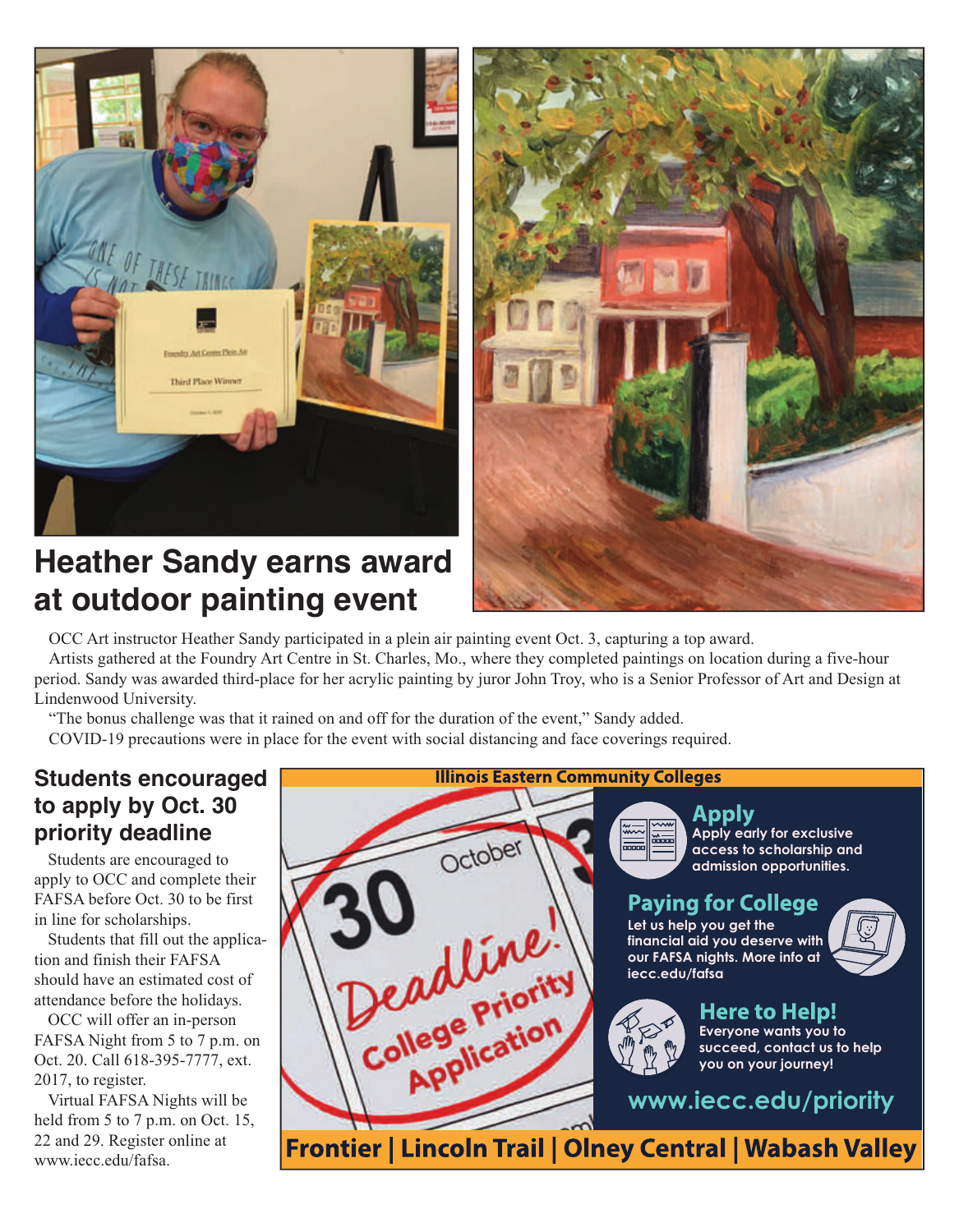## Heather Sandy earns award at outdoor painting event

OCC Art instructor Heather Sandy participated in a plein air painting event Oct. 3, capturing a top award.

Artists gathered at the Foundry Art Centre in St. Charles, Mo., where they completed paintings on location during a five-hour period. Sandy was awarded third-place for her acrylic painting by juror John Troy, who is a Senior Professor of Art and Design at Lindenwood University.

"The bonus challenge was that it rained on and off for the duration of the event," Sandy added.

COVID-19 precautions were in place for the event with social distancing and face coverings required.

## Students encouraged to apply by Oct. 30 priority deadline

Students are encouraged to apply to OCC and complete their FAFSA before Oct. 30 to be first in line for scholarships.

Students that fill out the application and finish their FAFSA should have an estimated cost of attendance before the holidays.

OCC will offer an in-person FAFSA Night from 5 to 7 p.m. on Oct. 20. Call 618-395-7777, ext. 2017, to register.

Virtual FAFSA Nights will be held from 5 to 7 p.m. on Oct. 15, 22 and 29. Register online at www.iecc.edu/fafsa.

**Illinois Eastern Community Colleges**

October 30 Deadline! College Priority Application

### Apply

Apply early for exclusive access to scholarship and admission opportunities.

### Paying for College

Let us help you get the financial aid you deserve with our FAFSA nights. More info at iecc.edu/fafsa

### Here to Help!

Everyone wants you to succeed, contact us to help you on your journey!

**www.iecc.edu/priority**

**Frontier | Lincoln Trail | Olney Central | Wabash Valley**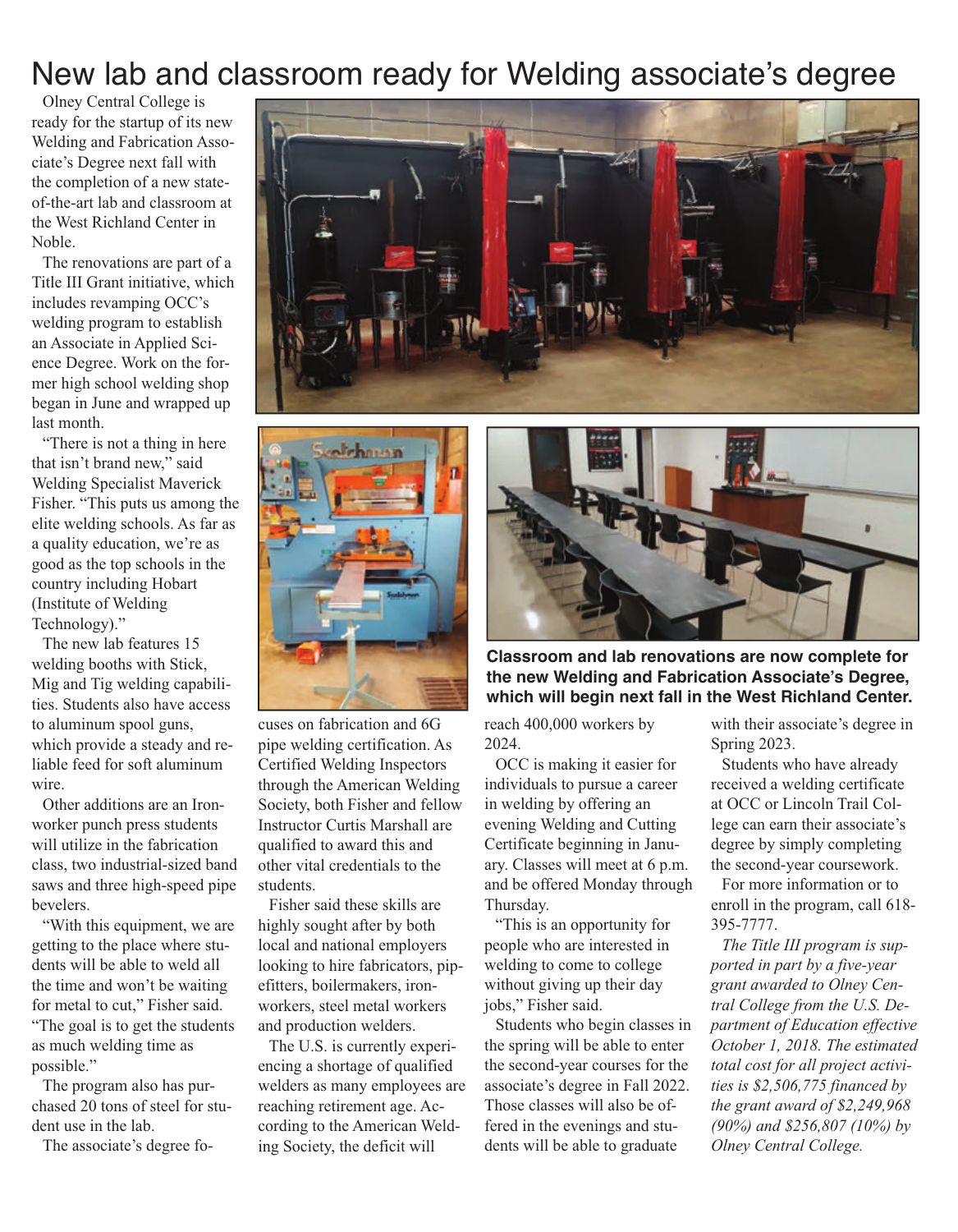# New lab and classroom ready for Welding associate's degree

Olney Central College is ready for the startup of its new Welding and Fabrication Associate's Degree next fall with the completion of a new state-of-the-art lab and classroom at the West Richland Center in Noble.

The renovations are part of a Title III Grant initiative, which includes revamping OCC's welding program to establish an Associate in Applied Science Degree. Work on the former high school welding shop began in June and wrapped up last month.

"There is not a thing in here that isn't brand new," said Welding Specialist Maverick Fisher. "This puts us among the elite welding schools. As far as a quality education, we're as good as the top schools in the country including Hobart (Institute of Welding Technology)."

The new lab features 15 welding booths with Stick, Mig and Tig welding capabilities. Students also have access to aluminum spool guns, which provide a steady and reliable feed for soft aluminum wire.

Other additions are an Ironworker punch press students will utilize in the fabrication class, two industrial-sized band saws and three high-speed pipe bevelers.

"With this equipment, we are getting to the place where students will be able to weld all the time and won't be waiting for metal to cut," Fisher said. "The goal is to get the students as much welding time as possible."

The program also has purchased 20 tons of steel for student use in the lab.

The associate's degree focuses on fabrication and 6G pipe welding certification. As Certified Welding Inspectors through the American Welding Society, both Fisher and fellow Instructor Curtis Marshall are qualified to award this and other vital credentials to the students.

Fisher said these skills are highly sought after by both local and national employers looking to hire fabricators, pipefitters, boilermakers, ironworkers, steel metal workers and production welders.

The U.S. is currently experiencing a shortage of qualified welders as many employees are reaching retirement age. According to the American Welding Society, the deficit will reach 400,000 workers by 2024.

OCC is making it easier for individuals to pursue a career in welding by offering an evening Welding and Cutting Certificate beginning in January. Classes will meet at 6 p.m. and be offered Monday through Thursday.

"This is an opportunity for people who are interested in welding to come to college without giving up their day jobs," Fisher said.

Students who begin classes in the spring will be able to enter the second-year courses for the associate's degree in Fall 2022. Those classes will also be offered in the evenings and students will be able to graduate with their associate's degree in Spring 2023.

Students who have already received a welding certificate at OCC or Lincoln Trail College can earn their associate's degree by simply completing the second-year coursework.

For more information or to enroll in the program, call 618-395-7777.

*The Title III program is supported in part by a five-year grant awarded to Olney Central College from the U.S. Department of Education effective October 1, 2018. The estimated total cost for all project activities is $2,506,775 financed by the grant award of $2,249,968 (90%) and $256,807 (10%) by Olney Central College.*

**Classroom and lab renovations are now complete for the new Welding and Fabrication Associate's Degree, which will begin next fall in the West Richland Center.**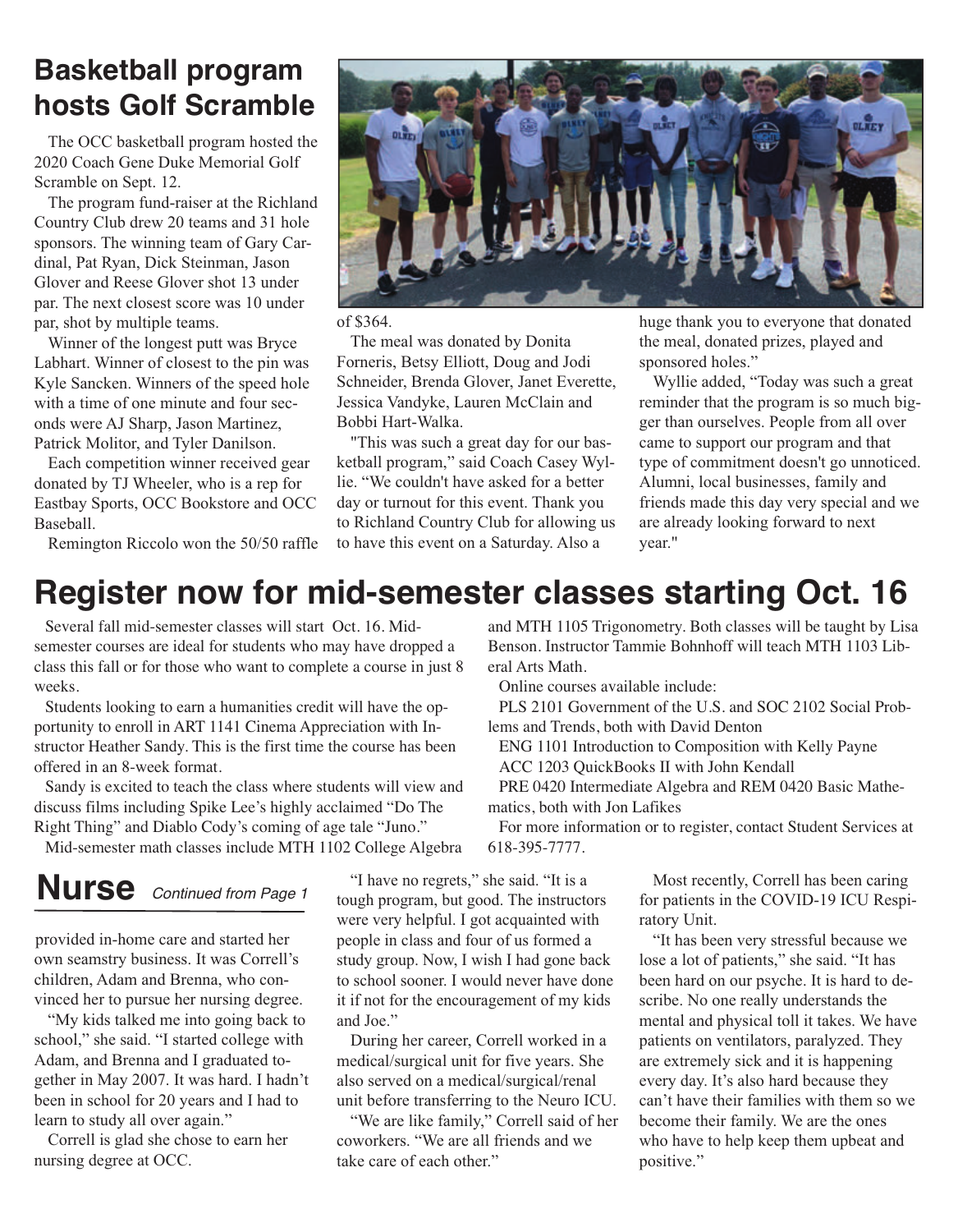## Basketball program hosts Golf Scramble

The OCC basketball program hosted the 2020 Coach Gene Duke Memorial Golf Scramble on Sept. 12.

The program fund-raiser at the Richland Country Club drew 20 teams and 31 hole sponsors. The winning team of Gary Cardinal, Pat Ryan, Dick Steinman, Jason Glover and Reese Glover shot 13 under par. The next closest score was 10 under par, shot by multiple teams.

Winner of the longest putt was Bryce Labhart. Winner of closest to the pin was Kyle Sancken. Winners of the speed hole with a time of one minute and four seconds were AJ Sharp, Jason Martinez, Patrick Molitor, and Tyler Danilson.

Each competition winner received gear donated by TJ Wheeler, who is a rep for Eastbay Sports, OCC Bookstore and OCC Baseball.

Remington Riccolo won the 50/50 raffle of $364.

The meal was donated by Donita Forneris, Betsy Elliott, Doug and Jodi Schneider, Brenda Glover, Janet Everette, Jessica Vandyke, Lauren McClain and Bobbi Hart-Walka.

"This was such a great day for our basketball program," said Coach Casey Wyllie. "We couldn't have asked for a better day or turnout for this event. Thank you to Richland Country Club for allowing us to have this event on a Saturday. Also a huge thank you to everyone that donated the meal, donated prizes, played and sponsored holes."

Wyllie added, "Today was such a great reminder that the program is so much bigger than ourselves. People from all over came to support our program and that type of commitment doesn't go unnoticed. Alumni, local businesses, family and friends made this day very special and we are already looking forward to next year."

## Register now for mid-semester classes starting Oct. 16

Several fall mid-semester classes will start Oct. 16. Mid-semester courses are ideal for students who may have dropped a class this fall or for those who want to complete a course in just 8 weeks.

Students looking to earn a humanities credit will have the opportunity to enroll in ART 1141 Cinema Appreciation with Instructor Heather Sandy. This is the first time the course has been offered in an 8-week format.

Sandy is excited to teach the class where students will view and discuss films including Spike Lee's highly acclaimed "Do The Right Thing" and Diablo Cody's coming of age tale "Juno."

Mid-semester math classes include MTH 1102 College Algebra and MTH 1105 Trigonometry. Both classes will be taught by Lisa Benson. Instructor Tammie Bohnhoff will teach MTH 1103 Liberal Arts Math.

Online courses available include:

PLS 2101 Government of the U.S. and SOC 2102 Social Problems and Trends, both with David Denton

ENG 1101 Introduction to Composition with Kelly Payne

ACC 1203 QuickBooks II with John Kendall

PRE 0420 Intermediate Algebra and REM 0420 Basic Mathematics, both with Jon Lafikes

For more information or to register, contact Student Services at 618-395-7777.

## Nurse *Continued from Page 1*

provided in-home care and started her own seamstry business. It was Correll's children, Adam and Brenna, who convinced her to pursue her nursing degree.

"My kids talked me into going back to school," she said. "I started college with Adam, and Brenna and I graduated together in May 2007. It was hard. I hadn't been in school for 20 years and I had to learn to study all over again."

Correll is glad she chose to earn her nursing degree at OCC.

"I have no regrets," she said. "It is a tough program, but good. The instructors were very helpful. I got acquainted with people in class and four of us formed a study group. Now, I wish I had gone back to school sooner. I would never have done it if not for the encouragement of my kids and Joe."

During her career, Correll worked in a medical/surgical unit for five years. She also served on a medical/surgical/renal unit before transferring to the Neuro ICU.

"We are like family," Correll said of her coworkers. "We are all friends and we take care of each other."

Most recently, Correll has been caring for patients in the COVID-19 ICU Respiratory Unit.

"It has been very stressful because we lose a lot of patients," she said. "It has been hard on our psyche. It is hard to describe. No one really understands the mental and physical toll it takes. We have patients on ventilators, paralyzed. They are extremely sick and it is happening every day. It's also hard because they can't have their families with them so we become their family. We are the ones who have to help keep them upbeat and positive."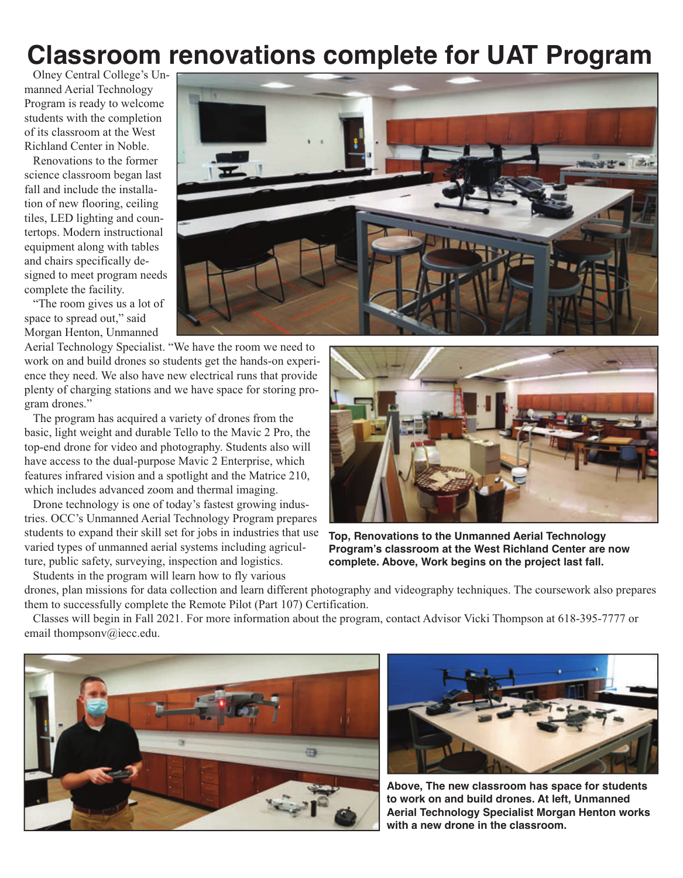# Classroom renovations complete for UAT Program

Olney Central College's Unmanned Aerial Technology Program is ready to welcome students with the completion of its classroom at the West Richland Center in Noble.

Renovations to the former science classroom began last fall and include the installation of new flooring, ceiling tiles, LED lighting and countertops. Modern instructional equipment along with tables and chairs specifically designed to meet program needs complete the facility.

"The room gives us a lot of space to spread out," said Morgan Henton, Unmanned Aerial Technology Specialist. "We have the room we need to work on and build drones so students get the hands-on experience they need. We also have new electrical runs that provide plenty of charging stations and we have space for storing program drones."

The program has acquired a variety of drones from the basic, light weight and durable Tello to the Mavic 2 Pro, the top-end drone for video and photography. Students also will have access to the dual-purpose Mavic 2 Enterprise, which features infrared vision and a spotlight and the Matrice 210, which includes advanced zoom and thermal imaging.

Drone technology is one of today's fastest growing industries. OCC's Unmanned Aerial Technology Program prepares students to expand their skill set for jobs in industries that use varied types of unmanned aerial systems including agriculture, public safety, surveying, inspection and logistics.

Students in the program will learn how to fly various drones, plan missions for data collection and learn different photography and videography techniques. The coursework also prepares them to successfully complete the Remote Pilot (Part 107) Certification.

Classes will begin in Fall 2021. For more information about the program, contact Advisor Vicki Thompson at 618-395-7777 or email thompsonv@iecc.edu.

**Top, Renovations to the Unmanned Aerial Technology Program's classroom at the West Richland Center are now complete. Above, Work begins on the project last fall.**

**Above, The new classroom has space for students to work on and build drones. At left, Unmanned Aerial Technology Specialist Morgan Henton works with a new drone in the classroom.**